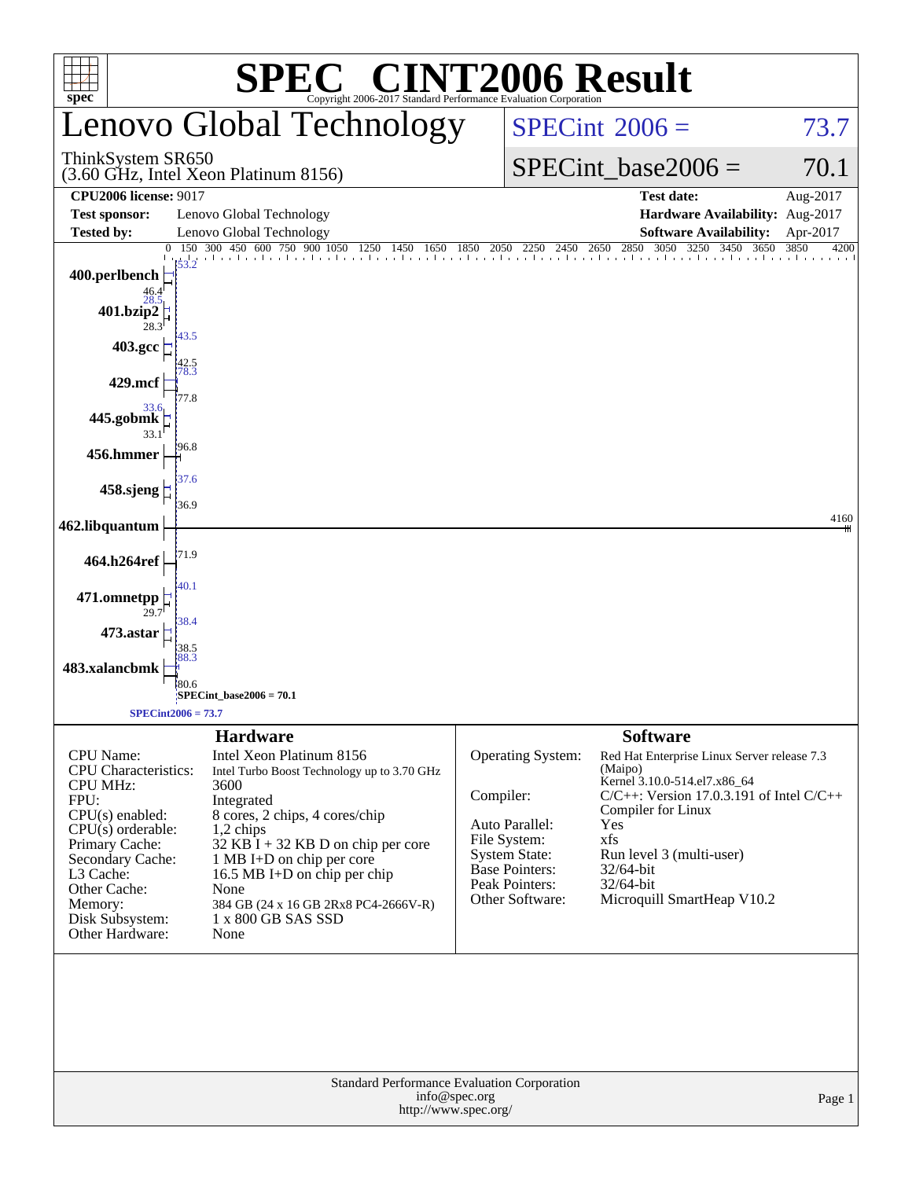# SPEC® CINT2006 Result

Copyright 2006-2017 Standard Performance Evaluation Corporation

## Lenovo Global Technology

ThinkSystem SR650
(3.60 GHz, Intel Xeon Platinum 8156)

SPECint® 2006 = 73.7

SPECint_base2006 = 70.1

| | | | |
|---|---|---|---|
| **CPU2006 license:** 9017 | | **Test date:** | Aug-2017 |
| **Test sponsor:** | Lenovo Global Technology | **Hardware Availability:** | Aug-2017 |
| **Tested by:** | Lenovo Global Technology | **Software Availability:** | Apr-2017 |

| Benchmark | Peak | Base |
|---|---|---|
| 400.perlbench | 53.2 | 46.4 |
| 401.bzip2 | 28.5 | 28.3 |
| 403.gcc | 43.5 | 42.5 |
| 429.mcf | 78.3 | 77.8 |
| 445.gobmk | 33.6 | 33.1 |
| 456.hmmer | 96.8 | |
| 458.sjeng | 37.6 | 36.9 |
| 462.libquantum | 4160 | |
| 464.h264ref | 71.9 | |
| 471.omnetpp | 40.1 | 29.7 |
| 473.astar | 38.4 | 38.5 |
| 483.xalancbmk | 88.3 | 80.6 |

SPECint_base2006 = 70.1

SPECint2006 = 73.7

## Hardware

| | |
|---|---|
| CPU Name: | Intel Xeon Platinum 8156 |
| CPU Characteristics: | Intel Turbo Boost Technology up to 3.70 GHz |
| CPU MHz: | 3600 |
| FPU: | Integrated |
| CPU(s) enabled: | 8 cores, 2 chips, 4 cores/chip |
| CPU(s) orderable: | 1,2 chips |
| Primary Cache: | 32 KB I + 32 KB D on chip per core |
| Secondary Cache: | 1 MB I+D on chip per core |
| L3 Cache: | 16.5 MB I+D on chip per chip |
| Other Cache: | None |
| Memory: | 384 GB (24 x 16 GB 2Rx8 PC4-2666V-R) |
| Disk Subsystem: | 1 x 800 GB SAS SSD |
| Other Hardware: | None |

## Software

| | |
|---|---|
| Operating System: | Red Hat Enterprise Linux Server release 7.3 (Maipo) Kernel 3.10.0-514.el7.x86_64 |
| Compiler: | C/C++: Version 17.0.3.191 of Intel C/C++ Compiler for Linux |
| Auto Parallel: | Yes |
| File System: | xfs |
| System State: | Run level 3 (multi-user) |
| Base Pointers: | 32/64-bit |
| Peak Pointers: | 32/64-bit |
| Other Software: | Microquill SmartHeap V10.2 |

Standard Performance Evaluation Corporation
info@spec.org
http://www.spec.org/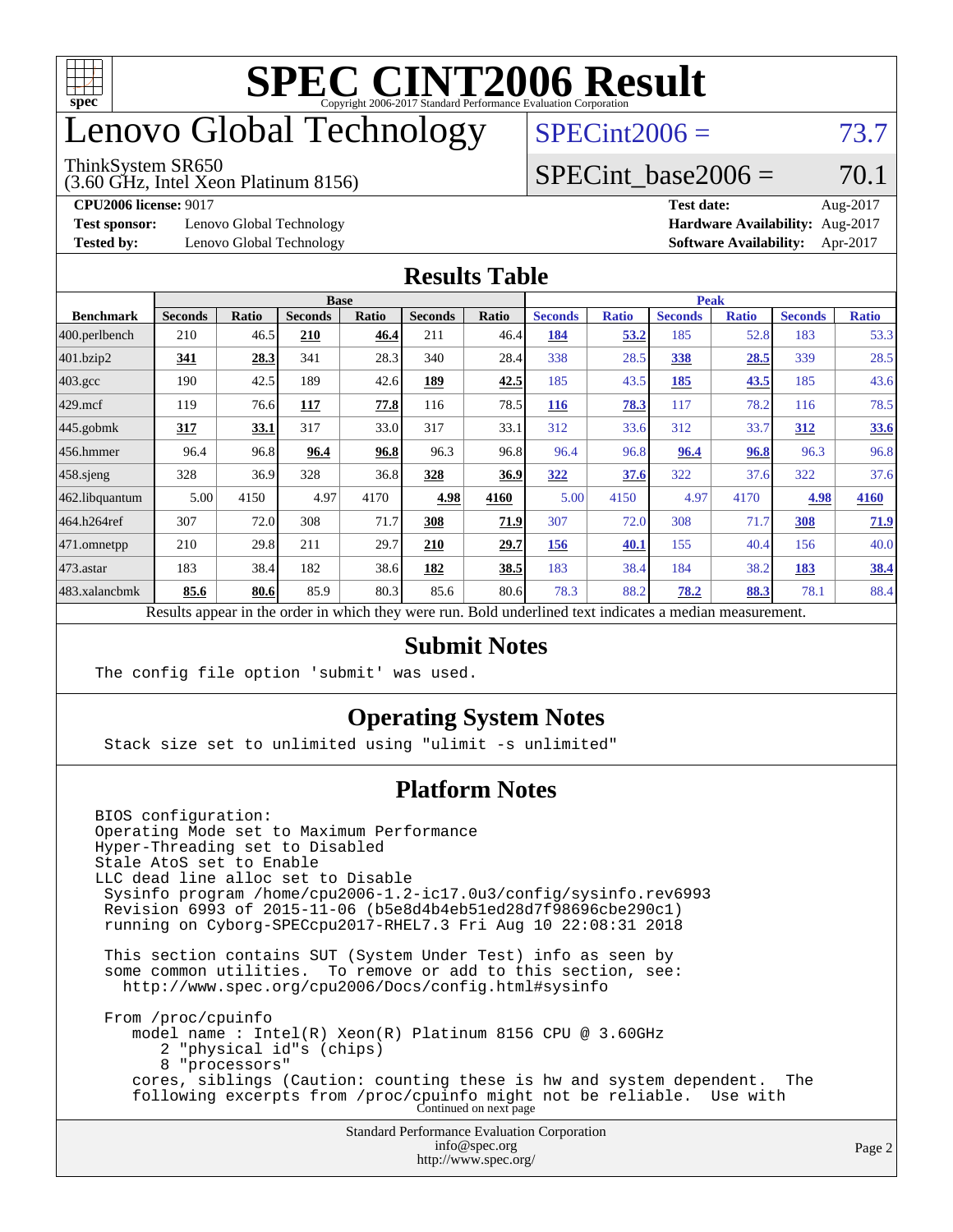# SPEC CINT2006 Result

Copyright 2006-2017 Standard Performance Evaluation Corporation

# Lenovo Global Technology

ThinkSystem SR650
(3.60 GHz, Intel Xeon Platinum 8156)

SPECint2006 = 73.7

SPECint_base2006 = 70.1

**CPU2006 license:** 9017
**Test sponsor:** Lenovo Global Technology
**Tested by:** Lenovo Global Technology

**Test date:** Aug-2017
**Hardware Availability:** Aug-2017
**Software Availability:** Apr-2017

## Results Table

| Benchmark | Base | | | | | | Peak | | | | | |
|---|---|---|---|---|---|---|---|---|---|---|---|---|
| | Seconds | Ratio | Seconds | Ratio | Seconds | Ratio | Seconds | Ratio | Seconds | Ratio | Seconds | Ratio |
| 400.perlbench | 210 | 46.5 | **210** | **46.4** | 211 | 46.4 | **184** | **53.2** | 185 | 52.8 | 183 | 53.3 |
| 401.bzip2 | **341** | **28.3** | 341 | 28.3 | 340 | 28.4 | 338 | 28.5 | **338** | **28.5** | 339 | 28.5 |
| 403.gcc | 190 | 42.5 | 189 | 42.6 | **189** | **42.5** | 185 | 43.5 | **185** | **43.5** | 185 | 43.6 |
| 429.mcf | 119 | 76.6 | **117** | **77.8** | 116 | 78.5 | **116** | **78.3** | 117 | 78.2 | 116 | 78.5 |
| 445.gobmk | **317** | **33.1** | 317 | 33.0 | 317 | 33.1 | 312 | 33.6 | 312 | 33.7 | **312** | **33.6** |
| 456.hmmer | 96.4 | 96.8 | **96.4** | **96.8** | 96.3 | 96.8 | 96.4 | 96.8 | **96.4** | **96.8** | 96.3 | 96.8 |
| 458.sjeng | 328 | 36.9 | 328 | 36.8 | **328** | **36.9** | **322** | **37.6** | 322 | 37.6 | 322 | 37.6 |
| 462.libquantum | 5.00 | 4150 | 4.97 | 4170 | **4.98** | **4160** | 5.00 | 4150 | 4.97 | 4170 | **4.98** | **4160** |
| 464.h264ref | 307 | 72.0 | 308 | 71.7 | **308** | **71.9** | 307 | 72.0 | 308 | 71.7 | **308** | **71.9** |
| 471.omnetpp | 210 | 29.8 | 211 | 29.7 | **210** | **29.7** | **156** | **40.1** | 155 | 40.4 | 156 | 40.0 |
| 473.astar | 183 | 38.4 | 182 | 38.6 | **182** | **38.5** | 183 | 38.4 | 184 | 38.2 | **183** | **38.4** |
| 483.xalancbmk | **85.6** | **80.6** | 85.9 | 80.3 | 85.6 | 80.6 | 78.3 | 88.2 | **78.2** | **88.3** | 78.1 | 88.4 |

Results appear in the order in which they were run. Bold underlined text indicates a median measurement.

## Submit Notes

```
The config file option 'submit' was used.
```

## Operating System Notes

```
Stack size set to unlimited using "ulimit -s unlimited"
```

## Platform Notes

```
BIOS configuration:
Operating Mode set to Maximum Performance
Hyper-Threading set to Disabled
Stale AtoS set to Enable
LLC dead line alloc set to Disable
 Sysinfo program /home/cpu2006-1.2-ic17.0u3/config/sysinfo.rev6993
 Revision 6993 of 2015-11-06 (b5e8d4b4eb51ed28d7f98696cbe290c1)
 running on Cyborg-SPECcpu2017-RHEL7.3 Fri Aug 10 22:08:31 2018

 This section contains SUT (System Under Test) info as seen by
 some common utilities.  To remove or add to this section, see:
   http://www.spec.org/cpu2006/Docs/config.html#sysinfo

 From /proc/cpuinfo
    model name : Intel(R) Xeon(R) Platinum 8156 CPU @ 3.60GHz
       2 "physical id"s (chips)
       8 "processors"
    cores, siblings (Caution: counting these is hw and system dependent.  The
    following excerpts from /proc/cpuinfo might not be reliable.  Use with
```

Continued on next page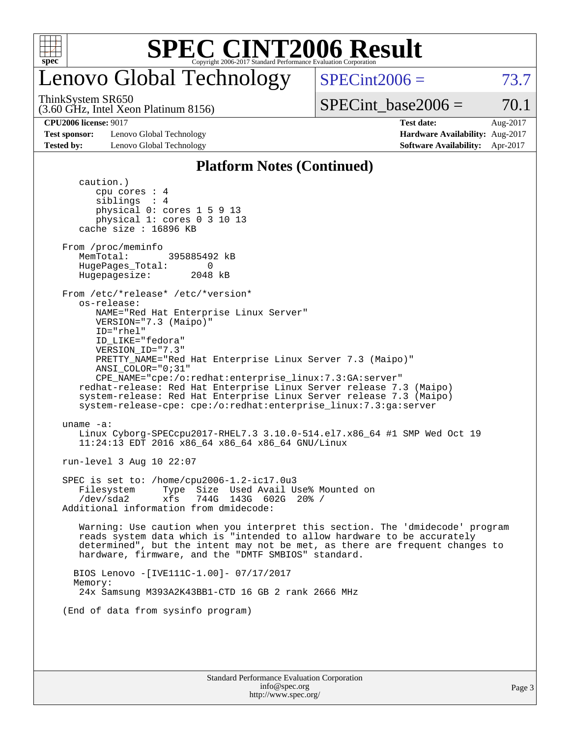# Lenovo Global Technology

ThinkSystem SR650
(3.60 GHz, Intel Xeon Platinum 8156)

SPECint2006 = 73.7

SPECint_base2006 = 70.1

**CPU2006 license:** 9017
**Test sponsor:** Lenovo Global Technology
**Tested by:** Lenovo Global Technology

**Test date:** Aug-2017
**Hardware Availability:** Aug-2017
**Software Availability:** Apr-2017

## Platform Notes (Continued)

```
    caution.)
       cpu cores : 4
       siblings  : 4
       physical 0: cores 1 5 9 13
       physical 1: cores 0 3 10 13
    cache size : 16896 KB

 From /proc/meminfo
    MemTotal:       395885492 kB
    HugePages_Total:       0
    Hugepagesize:       2048 kB

 From /etc/*release* /etc/*version*
    os-release:
       NAME="Red Hat Enterprise Linux Server"
       VERSION="7.3 (Maipo)"
       ID="rhel"
       ID_LIKE="fedora"
       VERSION_ID="7.3"
       PRETTY_NAME="Red Hat Enterprise Linux Server 7.3 (Maipo)"
       ANSI_COLOR="0;31"
       CPE_NAME="cpe:/o:redhat:enterprise_linux:7.3:GA:server"
    redhat-release: Red Hat Enterprise Linux Server release 7.3 (Maipo)
    system-release: Red Hat Enterprise Linux Server release 7.3 (Maipo)
    system-release-cpe: cpe:/o:redhat:enterprise_linux:7.3:ga:server

 uname -a:
    Linux Cyborg-SPECcpu2017-RHEL7.3 3.10.0-514.el7.x86_64 #1 SMP Wed Oct 19
    11:24:13 EDT 2016 x86_64 x86_64 x86_64 GNU/Linux

 run-level 3 Aug 10 22:07

 SPEC is set to: /home/cpu2006-1.2-ic17.0u3
    Filesystem     Type  Size  Used Avail Use% Mounted on
    /dev/sda2      xfs   744G  143G  602G  20% /
 Additional information from dmidecode:

    Warning: Use caution when you interpret this section. The 'dmidecode' program
    reads system data which is "intended to allow hardware to be accurately
    determined", but the intent may not be met, as there are frequent changes to
    hardware, firmware, and the "DMTF SMBIOS" standard.

   BIOS Lenovo -[IVE111C-1.00]- 07/17/2017
   Memory:
    24x Samsung M393A2K43BB1-CTD 16 GB 2 rank 2666 MHz

 (End of data from sysinfo program)
```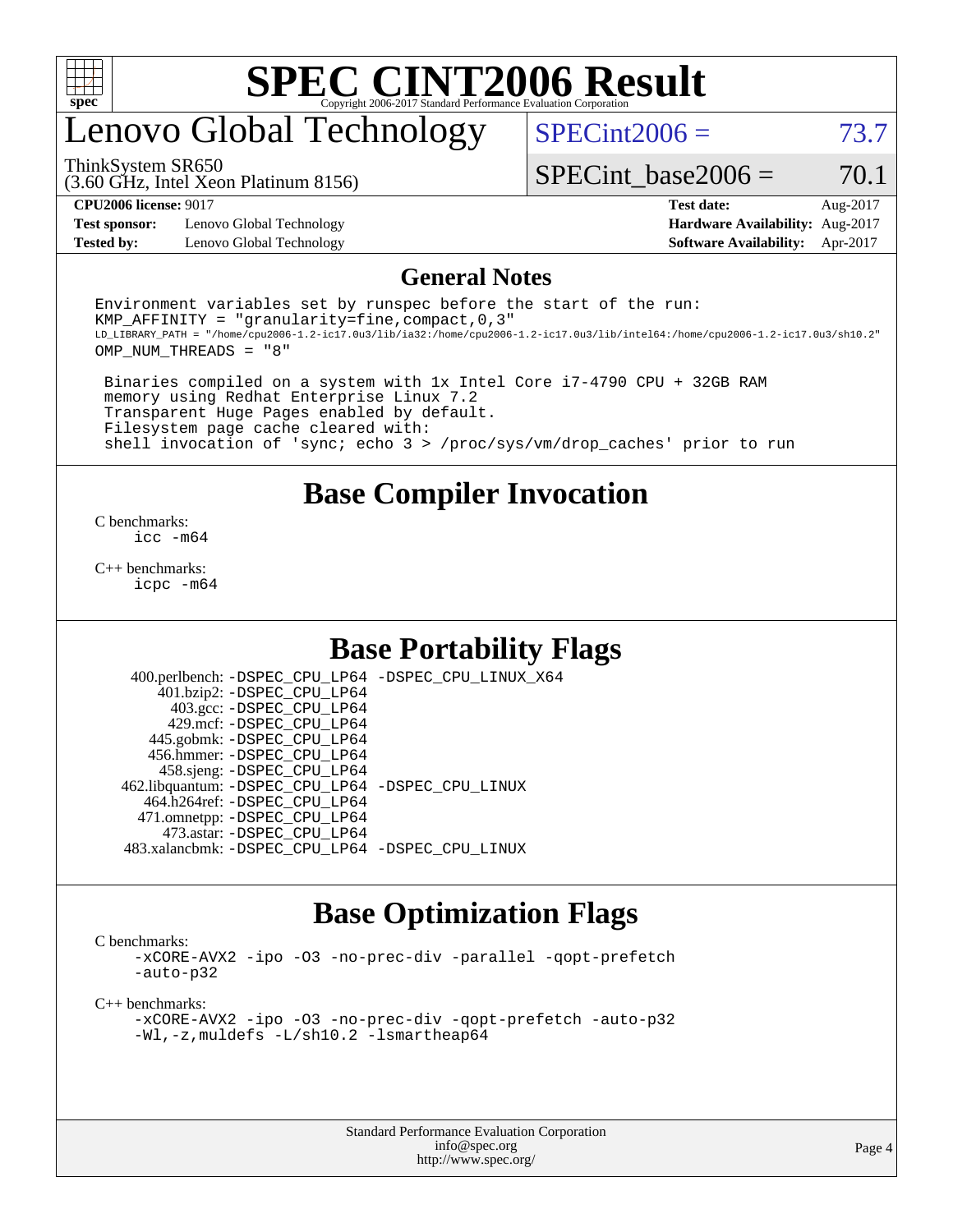# SPEC CINT2006 Result

Copyright 2006-2017 Standard Performance Evaluation Corporation

# Lenovo Global Technology

ThinkSystem SR650
(3.60 GHz, Intel Xeon Platinum 8156)

SPECint2006 = 73.7

SPECint_base2006 = 70.1

**CPU2006 license:** 9017
**Test sponsor:** Lenovo Global Technology
**Tested by:** Lenovo Global Technology

**Test date:** Aug-2017
**Hardware Availability:** Aug-2017
**Software Availability:** Apr-2017

## General Notes

```
Environment variables set by runspec before the start of the run:
KMP_AFFINITY = "granularity=fine,compact,0,3"
LD_LIBRARY_PATH = "/home/cpu2006-1.2-ic17.0u3/lib/ia32:/home/cpu2006-1.2-ic17.0u3/lib/intel64:/home/cpu2006-1.2-ic17.0u3/sh10.2"
OMP_NUM_THREADS = "8"

 Binaries compiled on a system with 1x Intel Core i7-4790 CPU + 32GB RAM
 memory using Redhat Enterprise Linux 7.2
 Transparent Huge Pages enabled by default.
 Filesystem page cache cleared with:
 shell invocation of 'sync; echo 3 > /proc/sys/vm/drop_caches' prior to run
```

## Base Compiler Invocation

C benchmarks:
 icc -m64

C++ benchmarks:
 icpc -m64

## Base Portability Flags

400.perlbench: -DSPEC_CPU_LP64 -DSPEC_CPU_LINUX_X64
401.bzip2: -DSPEC_CPU_LP64
403.gcc: -DSPEC_CPU_LP64
429.mcf: -DSPEC_CPU_LP64
445.gobmk: -DSPEC_CPU_LP64
456.hmmer: -DSPEC_CPU_LP64
458.sjeng: -DSPEC_CPU_LP64
462.libquantum: -DSPEC_CPU_LP64 -DSPEC_CPU_LINUX
464.h264ref: -DSPEC_CPU_LP64
471.omnetpp: -DSPEC_CPU_LP64
473.astar: -DSPEC_CPU_LP64
483.xalancbmk: -DSPEC_CPU_LP64 -DSPEC_CPU_LINUX

## Base Optimization Flags

C benchmarks:
 -xCORE-AVX2 -ipo -O3 -no-prec-div -parallel -qopt-prefetch
 -auto-p32

C++ benchmarks:
 -xCORE-AVX2 -ipo -O3 -no-prec-div -qopt-prefetch -auto-p32
 -Wl,-z,muldefs -L/sh10.2 -lsmartheap64

Standard Performance Evaluation Corporation
info@spec.org
http://www.spec.org/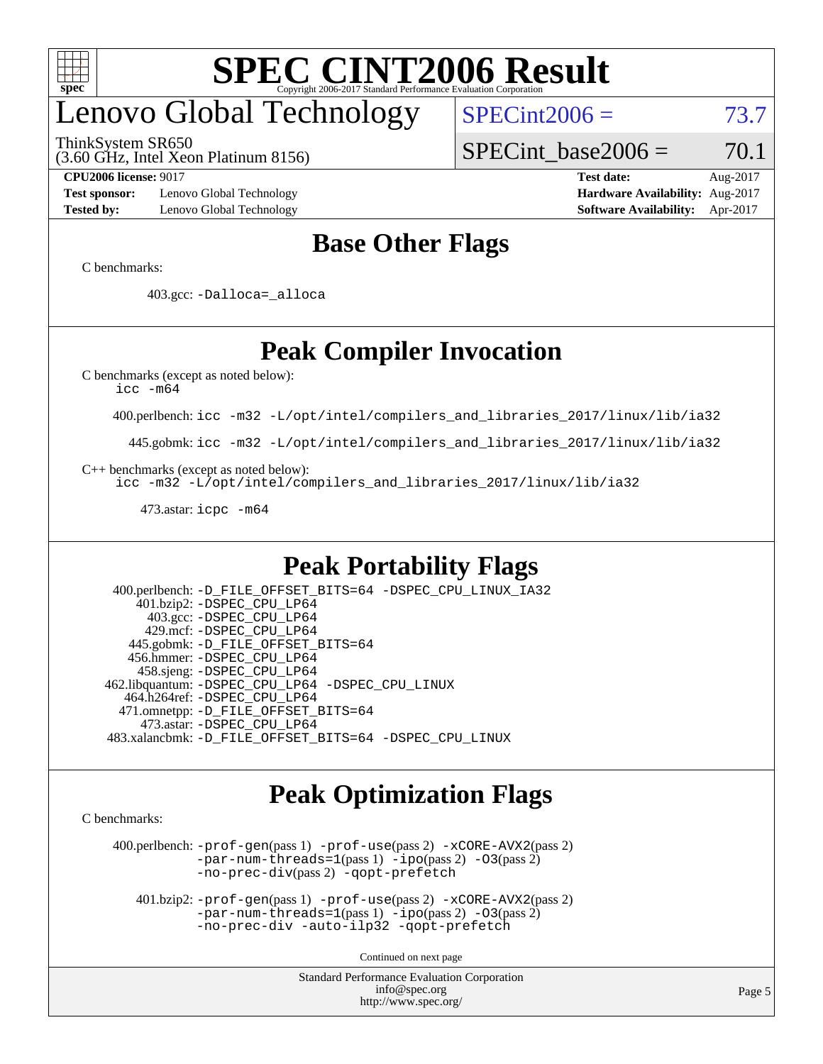# Lenovo Global Technology

**SPECint2006 = 73.7**

**SPECint_base2006 = 70.1**

ThinkSystem SR650
(3.60 GHz, Intel Xeon Platinum 8156)

| | | | |
|---|---|---|---|
| **CPU2006 license:** 9017 | | **Test date:** | Aug-2017 |
| **Test sponsor:** | Lenovo Global Technology | **Hardware Availability:** | Aug-2017 |
| **Tested by:** | Lenovo Global Technology | **Software Availability:** | Apr-2017 |

## Base Other Flags

C benchmarks:

403.gcc: -Dalloca=_alloca

## Peak Compiler Invocation

C benchmarks (except as noted below):
icc -m64

400.perlbench: icc -m32 -L/opt/intel/compilers_and_libraries_2017/linux/lib/ia32

445.gobmk: icc -m32 -L/opt/intel/compilers_and_libraries_2017/linux/lib/ia32

C++ benchmarks (except as noted below):
icc -m32 -L/opt/intel/compilers_and_libraries_2017/linux/lib/ia32

473.astar: icpc -m64

## Peak Portability Flags

400.perlbench: -D_FILE_OFFSET_BITS=64 -DSPEC_CPU_LINUX_IA32
401.bzip2: -DSPEC_CPU_LP64
403.gcc: -DSPEC_CPU_LP64
429.mcf: -DSPEC_CPU_LP64
445.gobmk: -D_FILE_OFFSET_BITS=64
456.hmmer: -DSPEC_CPU_LP64
458.sjeng: -DSPEC_CPU_LP64
462.libquantum: -DSPEC_CPU_LP64 -DSPEC_CPU_LINUX
464.h264ref: -DSPEC_CPU_LP64
471.omnetpp: -D_FILE_OFFSET_BITS=64
473.astar: -DSPEC_CPU_LP64
483.xalancbmk: -D_FILE_OFFSET_BITS=64 -DSPEC_CPU_LINUX

## Peak Optimization Flags

C benchmarks:

400.perlbench: -prof-gen(pass 1) -prof-use(pass 2) -xCORE-AVX2(pass 2) -par-num-threads=1(pass 1) -ipo(pass 2) -O3(pass 2) -no-prec-div(pass 2) -qopt-prefetch

401.bzip2: -prof-gen(pass 1) -prof-use(pass 2) -xCORE-AVX2(pass 2) -par-num-threads=1(pass 1) -ipo(pass 2) -O3(pass 2) -no-prec-div -auto-ilp32 -qopt-prefetch

Continued on next page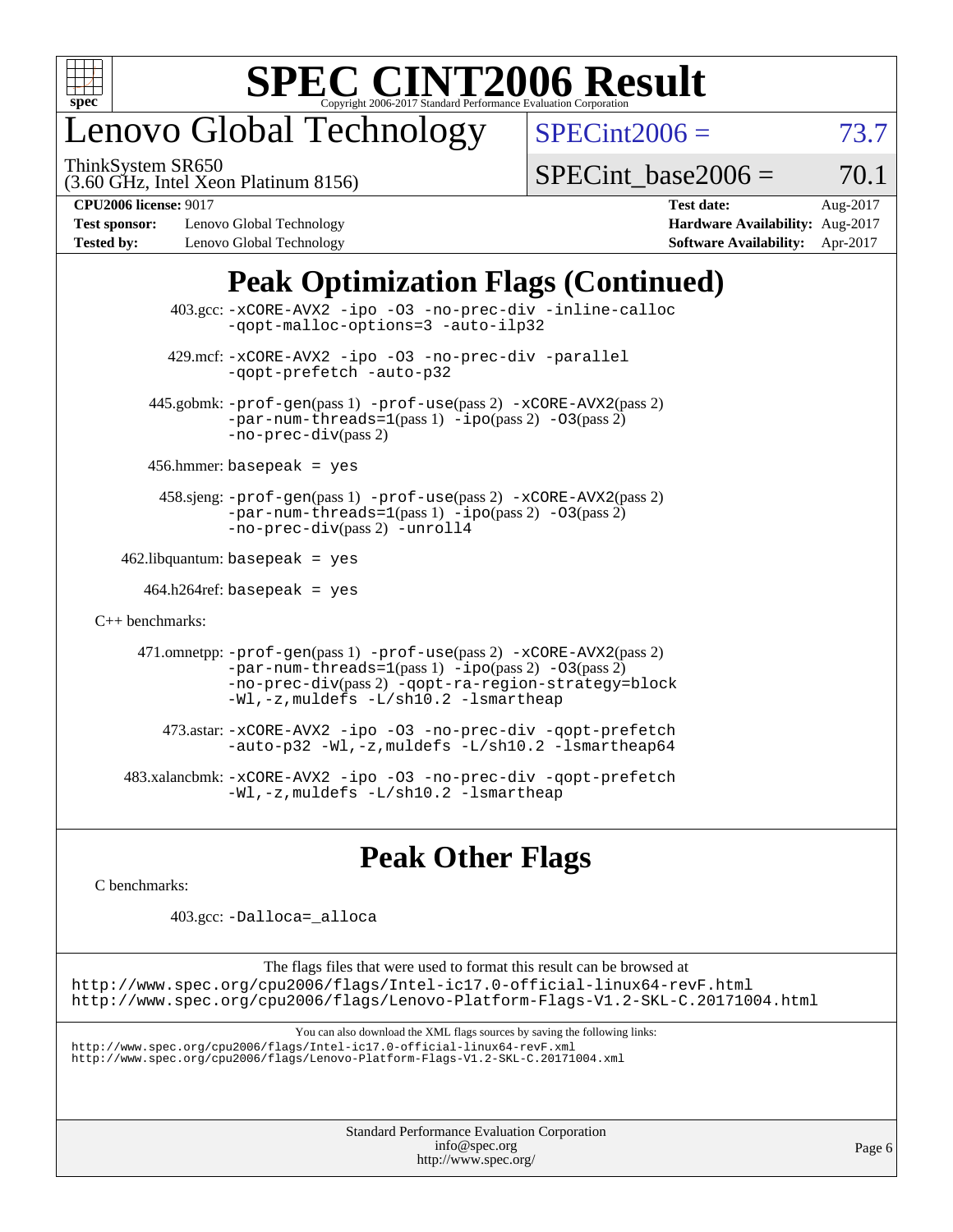# SPEC CINT2006 Result

## Lenovo Global Technology

ThinkSystem SR650
(3.60 GHz, Intel Xeon Platinum 8156)

SPECint2006 = 73.7

SPECint_base2006 = 70.1

| | | | |
|---|---|---|---|
| **CPU2006 license:** 9017 | | **Test date:** | Aug-2017 |
| **Test sponsor:** | Lenovo Global Technology | **Hardware Availability:** | Aug-2017 |
| **Tested by:** | Lenovo Global Technology | **Software Availability:** | Apr-2017 |

## Peak Optimization Flags (Continued)

403.gcc: -xCORE-AVX2 -ipo -O3 -no-prec-div -inline-calloc -qopt-malloc-options=3 -auto-ilp32

429.mcf: -xCORE-AVX2 -ipo -O3 -no-prec-div -parallel -qopt-prefetch -auto-p32

445.gobmk: -prof-gen(pass 1) -prof-use(pass 2) -xCORE-AVX2(pass 2) -par-num-threads=1(pass 1) -ipo(pass 2) -O3(pass 2) -no-prec-div(pass 2)

456.hmmer: basepeak = yes

458.sjeng: -prof-gen(pass 1) -prof-use(pass 2) -xCORE-AVX2(pass 2) -par-num-threads=1(pass 1) -ipo(pass 2) -O3(pass 2) -no-prec-div(pass 2) -unroll4

462.libquantum: basepeak = yes

464.h264ref: basepeak = yes

C++ benchmarks:

471.omnetpp: -prof-gen(pass 1) -prof-use(pass 2) -xCORE-AVX2(pass 2) -par-num-threads=1(pass 1) -ipo(pass 2) -O3(pass 2) -no-prec-div(pass 2) -qopt-ra-region-strategy=block -Wl,-z,muldefs -L/sh10.2 -lsmartheap

473.astar: -xCORE-AVX2 -ipo -O3 -no-prec-div -qopt-prefetch -auto-p32 -Wl,-z,muldefs -L/sh10.2 -lsmartheap64

483.xalancbmk: -xCORE-AVX2 -ipo -O3 -no-prec-div -qopt-prefetch -Wl,-z,muldefs -L/sh10.2 -lsmartheap

## Peak Other Flags

C benchmarks:

403.gcc: -Dalloca=_alloca

The flags files that were used to format this result can be browsed at
http://www.spec.org/cpu2006/flags/Intel-ic17.0-official-linux64-revF.html
http://www.spec.org/cpu2006/flags/Lenovo-Platform-Flags-V1.2-SKL-C.20171004.html

You can also download the XML flags sources by saving the following links:
http://www.spec.org/cpu2006/flags/Intel-ic17.0-official-linux64-revF.xml
http://www.spec.org/cpu2006/flags/Lenovo-Platform-Flags-V1.2-SKL-C.20171004.xml

Standard Performance Evaluation Corporation
info@spec.org
http://www.spec.org/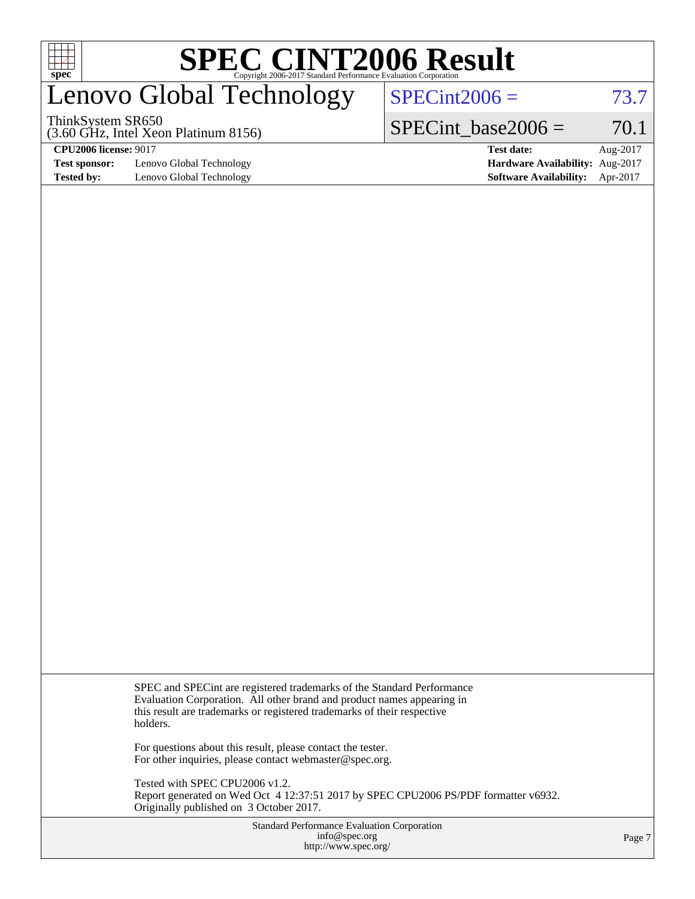# SPEC CINT2006 Result

Copyright 2006-2017 Standard Performance Evaluation Corporation

## Lenovo Global Technology

ThinkSystem SR650
(3.60 GHz, Intel Xeon Platinum 8156)

SPECint2006 = 73.7

SPECint_base2006 = 70.1

**CPU2006 license:** 9017

**Test sponsor:** Lenovo Global Technology

**Tested by:** Lenovo Global Technology

**Test date:** Aug-2017

**Hardware Availability:** Aug-2017

**Software Availability:** Apr-2017

SPEC and SPECint are registered trademarks of the Standard Performance Evaluation Corporation. All other brand and product names appearing in this result are trademarks or registered trademarks of their respective holders.

For questions about this result, please contact the tester.
For other inquiries, please contact webmaster@spec.org.

Tested with SPEC CPU2006 v1.2.
Report generated on Wed Oct 4 12:37:51 2017 by SPEC CPU2006 PS/PDF formatter v6932.
Originally published on 3 October 2017.

Standard Performance Evaluation Corporation
info@spec.org
http://www.spec.org/